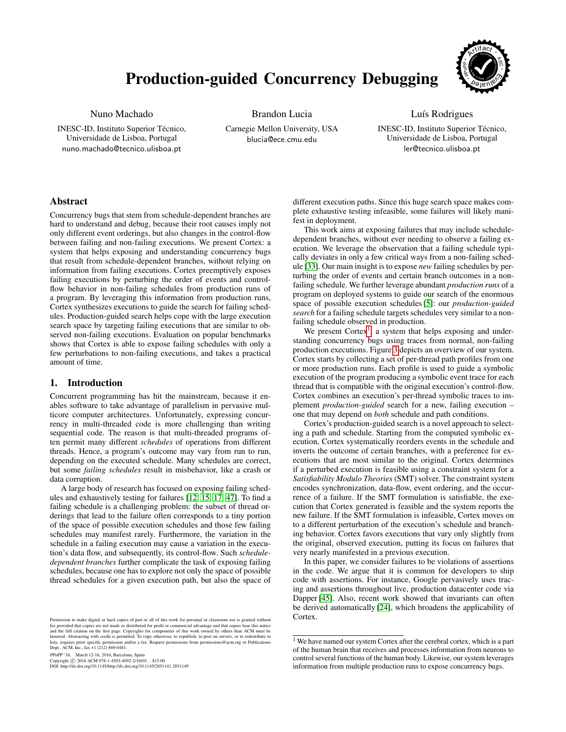# Production-guided Concurrency Debugging

Nuno Machado
INESC-ID, Instituto Superior Técnico, Universidade de Lisboa, Portugal
nuno.machado@tecnico.ulisboa.pt

Brandon Lucia
Carnegie Mellon University, USA
blucia@ece.cmu.edu

Luís Rodrigues
INESC-ID, Instituto Superior Técnico, Universidade de Lisboa, Portugal
ler@tecnico.ulisboa.pt

## Abstract

Concurrency bugs that stem from schedule-dependent branches are hard to understand and debug, because their root causes imply not only different event orderings, but also changes in the control-flow between failing and non-failing executions. We present Cortex: a system that helps exposing and understanding concurrency bugs that result from schedule-dependent branches, without relying on information from failing executions. Cortex preemptively exposes failing executions by perturbing the order of events and control-flow behavior in non-failing schedules from production runs of a program. By leveraging this information from production runs, Cortex synthesizes executions to guide the search for failing schedules. Production-guided search helps cope with the large execution search space by targeting failing executions that are similar to observed non-failing executions. Evaluation on popular benchmarks shows that Cortex is able to expose failing schedules with only a few perturbations to non-failing executions, and takes a practical amount of time.

## 1. Introduction

Concurrent programming has hit the mainstream, because it enables software to take advantage of parallelism in pervasive multicore computer architectures. Unfortunately, expressing concurrency in multi-threaded code is more challenging than writing sequential code. The reason is that multi-threaded programs often permit many different *schedules* of operations from different threads. Hence, a program's outcome may vary from run to run, depending on the executed schedule. Many schedules are correct, but some *failing schedules* result in misbehavior, like a crash or data corruption.

A large body of research has focused on exposing failing schedules and exhaustively testing for failures [12, 15, 17, 47]. To find a failing schedule is a challenging problem: the subset of thread orderings that lead to the failure often corresponds to a tiny portion of the space of possible execution schedules and those few failing schedules may manifest rarely. Furthermore, the variation in the schedule in a failing execution may cause a variation in the execution's data flow, and subsequently, its control-flow. Such *schedule-dependent branches* further complicate the task of exposing failing schedules, because one has to explore not only the space of possible thread schedules for a given execution path, but also the space of different execution paths. Since this huge search space makes complete exhaustive testing infeasible, some failures will likely manifest in deployment.

This work aims at exposing failures that may include schedule-dependent branches, without ever needing to observe a failing execution. We leverage the observation that a failing schedule typically deviates in only a few critical ways from a non-failing schedule [33]. Our main insight is to expose *new* failing schedules by perturbing the order of events and certain branch outcomes in a non-failing schedule. We further leverage abundant *production runs* of a program on deployed systems to guide our search of the enormous space of possible execution schedules [5]: our *production-guided search* for a failing schedule targets schedules very similar to a non-failing schedule observed in production.

We present Cortex[1], a system that helps exposing and understanding concurrency bugs using traces from normal, non-failing production executions. Figure 3 depicts an overview of our system. Cortex starts by collecting a set of per-thread path profiles from one or more production runs. Each profile is used to guide a symbolic execution of the program producing a symbolic event trace for each thread that is compatible with the original execution's control-flow. Cortex combines an execution's per-thread symbolic traces to implement *production-guided* search for a new, failing execution – one that may depend on *both* schedule and path conditions.

Cortex's production-guided search is a novel approach to selecting a path and schedule. Starting from the computed symbolic execution, Cortex systematically reorders events in the schedule and inverts the outcome of certain branches, with a preference for executions that are most similar to the original. Cortex determines if a perturbed execution is feasible using a constraint system for a *Satisfiability Modulo Theories* (SMT) solver. The constraint system encodes synchronization, data-flow, event ordering, and the occurrence of a failure. If the SMT formulation is satisfiable, the execution that Cortex generated is feasible and the system reports the new failure. If the SMT formulation is infeasible, Cortex moves on to a different perturbation of the execution's schedule and branching behavior. Cortex favors executions that vary only slightly from the original, observed execution, putting its focus on failures that very nearly manifested in a previous execution.

In this paper, we consider failures to be violations of assertions in the code. We argue that it is common for developers to ship code with assertions. For instance, Google pervasively uses tracing and assertions throughout live, production datacenter code via Dapper [45]. Also, recent work showed that invariants can often be derived automatically [24], which broadens the applicability of Cortex.

[1] We have named our system Cortex after the cerebral cortex, which is a part of the human brain that receives and processes information from neurons to control several functions of the human body. Likewise, our system leverages information from multiple production runs to expose concurrency bugs.

Permission to make digital or hard copies of part or all of this work for personal or classroom use is granted without fee provided that copies are not made or distributed for profit or commercial advantage and that copies bear this notice and the full citation on the first page. Copyrights for components of this work owned by others than ACM must be honored. Abstracting with credit is permitted. To copy otherwise, to republish, to post on servers, or to redistribute to lists, requires prior specific permission and/or a fee. Request permissions from permissions@acm.org or Publications Dept., ACM, Inc., fax +1 (212) 869-0481.

*PPoPP '16*, March 12-16, 2016, Barcelona, Spain
Copyright © 2016 ACM 978-1-4503-4092-2/16/03...$15.00
DOI: http://dx.doi.org/10.1145/http://dx.doi.org/10.1145/2851141.2851149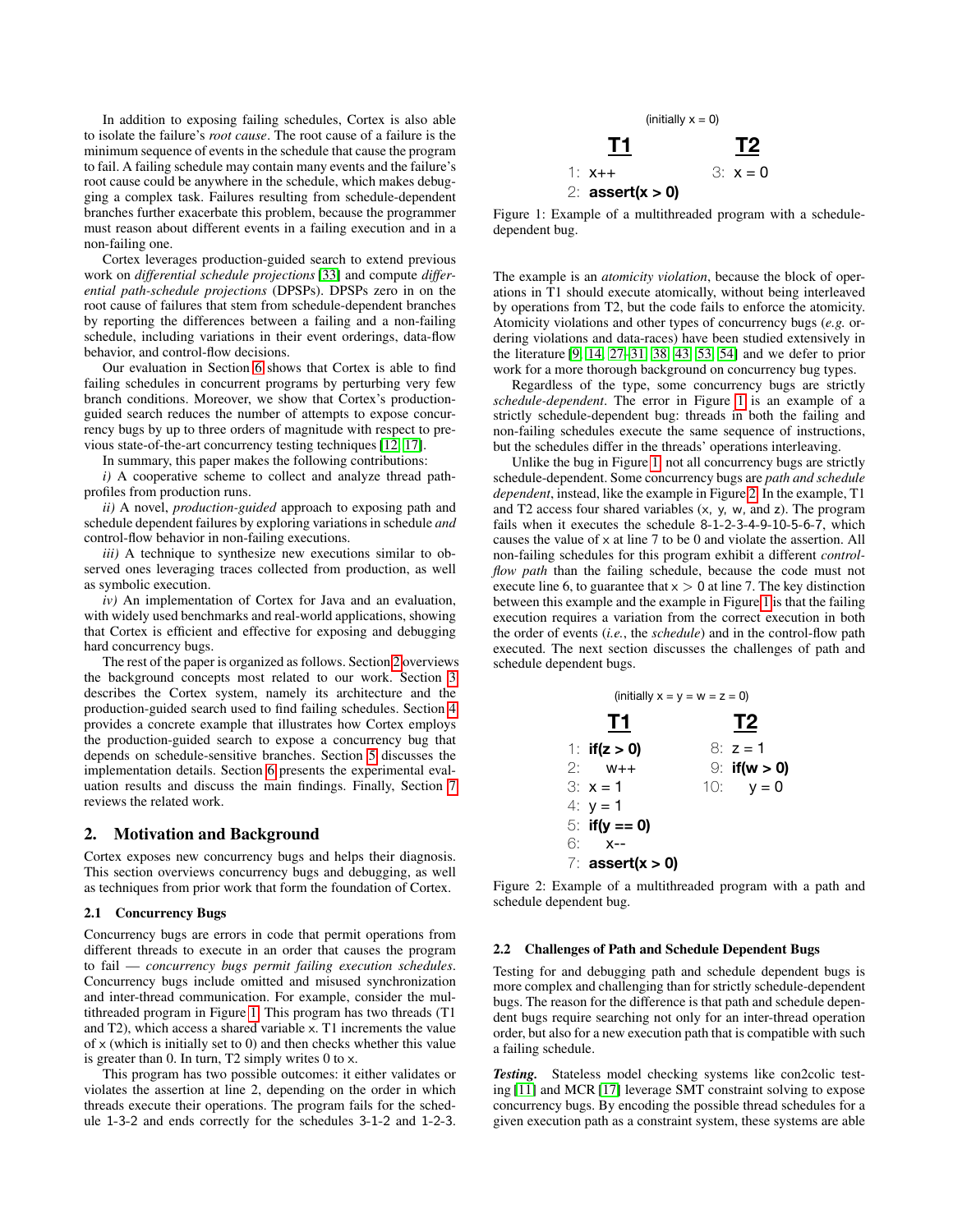In addition to exposing failing schedules, Cortex is also able to isolate the failure's *root cause*. The root cause of a failure is the minimum sequence of events in the schedule that cause the program to fail. A failing schedule may contain many events and the failure's root cause could be anywhere in the schedule, which makes debugging a complex task. Failures resulting from schedule-dependent branches further exacerbate this problem, because the programmer must reason about different events in a failing execution and in a non-failing one.

Cortex leverages production-guided search to extend previous work on *differential schedule projections* [33] and compute *differential path-schedule projections* (DPSPs). DPSPs zero in on the root cause of failures that stem from schedule-dependent branches by reporting the differences between a failing and a non-failing schedule, including variations in their event orderings, data-flow behavior, and control-flow decisions.

Our evaluation in Section 6 shows that Cortex is able to find failing schedules in concurrent programs by perturbing very few branch conditions. Moreover, we show that Cortex's production-guided search reduces the number of attempts to expose concurrency bugs by up to three orders of magnitude with respect to previous state-of-the-art concurrency testing techniques [12, 17].

In summary, this paper makes the following contributions:

*i)* A cooperative scheme to collect and analyze thread path-profiles from production runs.

*ii)* A novel, *production-guided* approach to exposing path and schedule dependent failures by exploring variations in schedule *and* control-flow behavior in non-failing executions.

*iii)* A technique to synthesize new executions similar to observed ones leveraging traces collected from production, as well as symbolic execution.

*iv)* An implementation of Cortex for Java and an evaluation, with widely used benchmarks and real-world applications, showing that Cortex is efficient and effective for exposing and debugging hard concurrency bugs.

The rest of the paper is organized as follows. Section 2 overviews the background concepts most related to our work. Section 3 describes the Cortex system, namely its architecture and the production-guided search used to find failing schedules. Section 4 provides a concrete example that illustrates how Cortex employs the production-guided search to expose a concurrency bug that depends on schedule-sensitive branches. Section 5 discusses the implementation details. Section 6 presents the experimental evaluation results and discuss the main findings. Finally, Section 7 reviews the related work.

## 2. Motivation and Background

Cortex exposes new concurrency bugs and helps their diagnosis. This section overviews concurrency bugs and debugging, as well as techniques from prior work that form the foundation of Cortex.

### 2.1 Concurrency Bugs

Concurrency bugs are errors in code that permit operations from different threads to execute in an order that causes the program to fail — *concurrency bugs permit failing execution schedules*. Concurrency bugs include omitted and misused synchronization and inter-thread communication. For example, consider the multithreaded program in Figure 1. This program has two threads (T1 and T2), which access a shared variable x. T1 increments the value of x (which is initially set to 0) and then checks whether this value is greater than 0. In turn, T2 simply writes 0 to x.

This program has two possible outcomes: it either validates or violates the assertion at line 2, depending on the order in which threads execute their operations. The program fails for the schedule 1-3-2 and ends correctly for the schedules 3-1-2 and 1-2-3.

```
(initially x = 0)

    T1                  T2
1: x++              3: x = 0
2: assert(x > 0)
```

Figure 1: Example of a multithreaded program with a schedule-dependent bug.

The example is an *atomicity violation*, because the block of operations in T1 should execute atomically, without being interleaved by operations from T2, but the code fails to enforce the atomicity. Atomicity violations and other types of concurrency bugs (*e.g.* ordering violations and data-races) have been studied extensively in the literature [9, 14, 27–31, 38, 43, 53, 54] and we defer to prior work for a more thorough background on concurrency bug types.

Regardless of the type, some concurrency bugs are strictly *schedule-dependent*. The error in Figure 1 is an example of a strictly schedule-dependent bug: threads in both the failing and non-failing schedules execute the same sequence of instructions, but the schedules differ in the threads' operations interleaving.

Unlike the bug in Figure 1, not all concurrency bugs are strictly schedule-dependent. Some concurrency bugs are *path and schedule dependent*, instead, like the example in Figure 2. In the example, T1 and T2 access four shared variables (x, y, w, and z). The program fails when it executes the schedule 8-1-2-3-4-9-10-5-6-7, which causes the value of x at line 7 to be 0 and violate the assertion. All non-failing schedules for this program exhibit a different *control-flow path* than the failing schedule, because the code must not execute line 6, to guarantee that $x > 0$ at line 7. The key distinction between this example and the example in Figure 1 is that the failing execution requires a variation from the correct execution in both the order of events (*i.e.*, the *schedule*) and in the control-flow path executed. The next section discusses the challenges of path and schedule dependent bugs.

```
(initially x = y = w = z = 0)

    T1                  T2
1: if(z > 0)        8: z = 1
2:     w++          9: if(w > 0)
3: x = 1           10:     y = 0
4: y = 1
5: if(y == 0)
6:     x--
7: assert(x > 0)
```

Figure 2: Example of a multithreaded program with a path and schedule dependent bug.

### 2.2 Challenges of Path and Schedule Dependent Bugs

Testing for and debugging path and schedule dependent bugs is more complex and challenging than for strictly schedule-dependent bugs. The reason for the difference is that path and schedule dependent bugs require searching not only for an inter-thread operation order, but also for a new execution path that is compatible with such a failing schedule.

***Testing.*** Stateless model checking systems like con2colic testing [11] and MCR [17] leverage SMT constraint solving to expose concurrency bugs. By encoding the possible thread schedules for a given execution path as a constraint system, these systems are able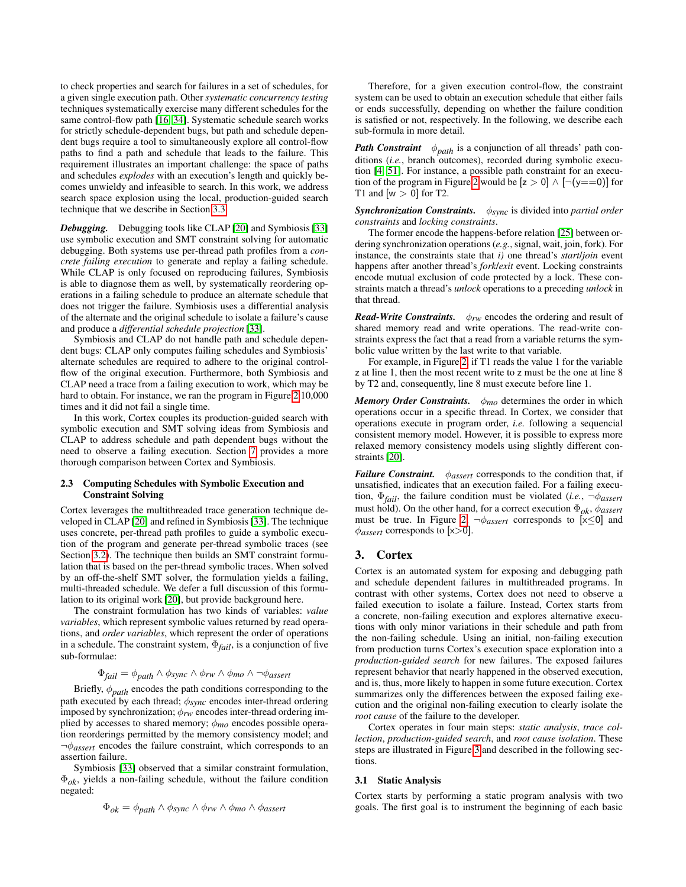to check properties and search for failures in a set of schedules, for a given single execution path. Other *systematic concurrency testing* techniques systematically exercise many different schedules for the same control-flow path [16, 34]. Systematic schedule search works for strictly schedule-dependent bugs, but path and schedule dependent bugs require a tool to simultaneously explore all control-flow paths to find a path and schedule that leads to the failure. This requirement illustrates an important challenge: the space of paths and schedules *explodes* with an execution's length and quickly becomes unwieldy and infeasible to search. In this work, we address search space explosion using the local, production-guided search technique that we describe in Section 3.3.

***Debugging.*** Debugging tools like CLAP [20] and Symbiosis [33] use symbolic execution and SMT constraint solving for automatic debugging. Both systems use per-thread path profiles from a *concrete failing execution* to generate and replay a failing schedule. While CLAP is only focused on reproducing failures, Symbiosis is able to diagnose them as well, by systematically reordering operations in a failing schedule to produce an alternate schedule that does not trigger the failure. Symbiosis uses a differential analysis of the alternate and the original schedule to isolate a failure's cause and produce a *differential schedule projection* [33].

Symbiosis and CLAP do not handle path and schedule dependent bugs: CLAP only computes failing schedules and Symbiosis' alternate schedules are required to adhere to the original control-flow of the original execution. Furthermore, both Symbiosis and CLAP need a trace from a failing execution to work, which may be hard to obtain. For instance, we ran the program in Figure 2 10,000 times and it did not fail a single time.

In this work, Cortex couples its production-guided search with symbolic execution and SMT solving ideas from Symbiosis and CLAP to address schedule and path dependent bugs without the need to observe a failing execution. Section 7 provides a more thorough comparison between Cortex and Symbiosis.

### 2.3 Computing Schedules with Symbolic Execution and Constraint Solving

Cortex leverages the multithreaded trace generation technique developed in CLAP [20] and refined in Symbiosis [33]. The technique uses concrete, per-thread path profiles to guide a symbolic execution of the program and generate per-thread symbolic traces (see Section 3.2). The technique then builds an SMT constraint formulation that is based on the per-thread symbolic traces. When solved by an off-the-shelf SMT solver, the formulation yields a failing, multi-threaded schedule. We defer a full discussion of this formulation to its original work [20], but provide background here.

The constraint formulation has two kinds of variables: *value variables*, which represent symbolic values returned by read operations, and *order variables*, which represent the order of operations in a schedule. The constraint system, $\Phi_{fail}$, is a conjunction of five sub-formulae:

$$\Phi_{fail} = \phi_{path} \wedge \phi_{sync} \wedge \phi_{rw} \wedge \phi_{mo} \wedge \neg\phi_{assert}$$

Briefly, $\phi_{path}$ encodes the path conditions corresponding to the path executed by each thread; $\phi_{sync}$ encodes inter-thread ordering imposed by synchronization; $\phi_{rw}$ encodes inter-thread ordering implied by accesses to shared memory; $\phi_{mo}$ encodes possible operation reorderings permitted by the memory consistency model; and $\neg\phi_{assert}$ encodes the failure constraint, which corresponds to an assertion failure.

Symbiosis [33] observed that a similar constraint formulation, $\Phi_{ok}$, yields a non-failing schedule, without the failure condition negated:

$$\Phi_{ok} = \phi_{path} \wedge \phi_{sync} \wedge \phi_{rw} \wedge \phi_{mo} \wedge \phi_{assert}$$

Therefore, for a given execution control-flow, the constraint system can be used to obtain an execution schedule that either fails or ends successfully, depending on whether the failure condition is satisfied or not, respectively. In the following, we describe each sub-formula in more detail.

***Path Constraint*** $\phi_{path}$ is a conjunction of all threads' path conditions (*i.e.*, branch outcomes), recorded during symbolic execution [4, 51]. For instance, a possible path constraint for an execution of the program in Figure 2 would be [z > 0] ∧ [¬(y==0)] for T1 and [w > 0] for T2.

***Synchronization Constraints.*** $\phi_{sync}$ is divided into *partial order constraints* and *locking constraints*.

The former encode the happens-before relation [25] between ordering synchronization operations (*e.g.*, signal, wait, join, fork). For instance, the constraints state that *i)* one thread's *start*/*join* event happens after another thread's *fork*/*exit* event. Locking constraints encode mutual exclusion of code protected by a lock. These constraints match a thread's *unlock* operations to a preceding *unlock* in that thread.

***Read-Write Constraints.*** $\phi_{rw}$ encodes the ordering and result of shared memory read and write operations. The read-write constraints express the fact that a read from a variable returns the symbolic value written by the last write to that variable.

For example, in Figure 2, if T1 reads the value 1 for the variable z at line 1, then the most recent write to z must be the one at line 8 by T2 and, consequently, line 8 must execute before line 1.

***Memory Order Constraints.*** $\phi_{mo}$ determines the order in which operations occur in a specific thread. In Cortex, we consider that operations execute in program order, *i.e.* following a sequencial consistent memory model. However, it is possible to express more relaxed memory consistency models using slightly different constraints [20].

***Failure Constraint.*** $\phi_{assert}$ corresponds to the condition that, if unsatisfied, indicates that an execution failed. For a failing execution, $\Phi_{fail}$, the failure condition must be violated (*i.e.*, $\neg\phi_{assert}$ must hold). On the other hand, for a correct execution $\Phi_{ok}$, $\phi_{assert}$ must be true. In Figure 2, $\neg\phi_{assert}$ corresponds to [x≤0] and $\phi_{assert}$ corresponds to [x>0].

## 3. Cortex

Cortex is an automated system for exposing and debugging path and schedule dependent failures in multithreaded programs. In contrast with other systems, Cortex does not need to observe a failed execution to isolate a failure. Instead, Cortex starts from a concrete, non-failing execution and explores alternative executions with only minor variations in their schedule and path from the non-failing schedule. Using an initial, non-failing execution from production turns Cortex's execution space exploration into a *production-guided search* for new failures. The exposed failures represent behavior that nearly happened in the observed execution, and is, thus, more likely to happen in some future execution. Cortex summarizes only the differences between the exposed failing execution and the original non-failing execution to clearly isolate the *root cause* of the failure to the developer.

Cortex operates in four main steps: *static analysis*, *trace collection*, *production-guided search*, and *root cause isolation*. These steps are illustrated in Figure 3 and described in the following sections.

### 3.1 Static Analysis

Cortex starts by performing a static program analysis with two goals. The first goal is to instrument the beginning of each basic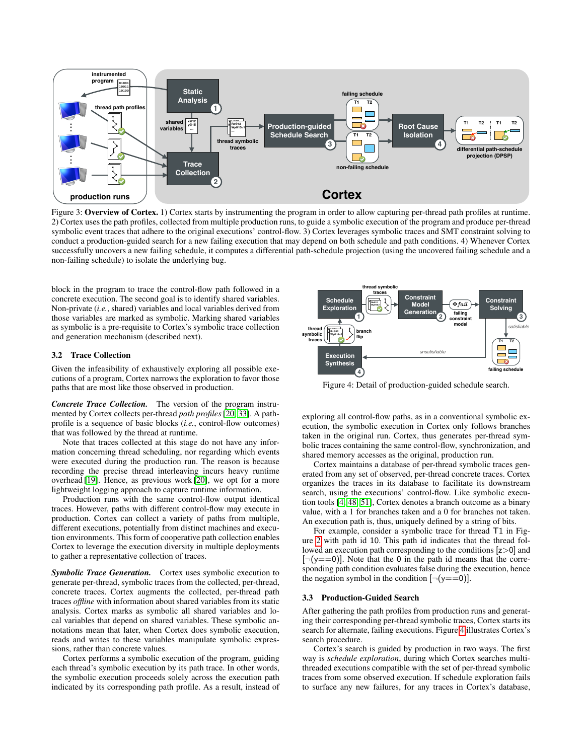instrumented program

thread path profiles

production runs

Static Analysis 1

shared variables

Trace Collection 2

thread symbolic traces

Production-guided Schedule Search 3

failing schedule

non-failing schedule

Root Cause Isolation 4

differential path-schedule projection (DPSP)

Cortex

Figure 3: **Overview of Cortex.** 1) Cortex starts by instrumenting the program in order to allow capturing per-thread path profiles at runtime. 2) Cortex uses the path profiles, collected from multiple production runs, to guide a symbolic execution of the program and produce per-thread symbolic event traces that adhere to the original executions' control-flow. 3) Cortex leverages symbolic traces and SMT constraint solving to conduct a production-guided search for a new failing execution that may depend on both schedule and path conditions. 4) Whenever Cortex successfully uncovers a new failing schedule, it computes a differential path-schedule projection (using the uncovered failing schedule and a non-failing schedule) to isolate the underlying bug.

block in the program to trace the control-flow path followed in a concrete execution. The second goal is to identify shared variables. Non-private (*i.e.*, shared) variables and local variables derived from those variables are marked as symbolic. Marking shared variables as symbolic is a pre-requisite to Cortex's symbolic trace collection and generation mechanism (described next).

### 3.2 Trace Collection

Given the infeasibility of exhaustively exploring all possible executions of a program, Cortex narrows the exploration to favor those paths that are most like those observed in production.

***Concrete Trace Collection.*** The version of the program instrumented by Cortex collects per-thread *path profiles* [20, 33]. A path-profile is a sequence of basic blocks (*i.e.*, control-flow outcomes) that was followed by the thread at runtime.

Note that traces collected at this stage do not have any information concerning thread scheduling, nor regarding which events were executed during the production run. The reason is because recording the precise thread interleaving incurs heavy runtime overhead [19]. Hence, as previous work [20], we opt for a more lightweight logging approach to capture runtime information.

Production runs with the same control-flow output identical traces. However, paths with different control-flow may execute in production. Cortex can collect a variety of paths from multiple, different executions, potentially from distinct machines and execution environments. This form of cooperative path collection enables Cortex to leverage the execution diversity in multiple deployments to gather a representative collection of traces.

***Symbolic Trace Generation.*** Cortex uses symbolic execution to generate per-thread, symbolic traces from the collected, per-thread, concrete traces. Cortex augments the collected, per-thread path traces *offline* with information about shared variables from its static analysis. Cortex marks as symbolic all shared variables and local variables that depend on shared variables. These symbolic annotations mean that later, when Cortex does symbolic execution, reads and writes to these variables manipulate symbolic expressions, rather than concrete values.

Cortex performs a symbolic execution of the program, guiding each thread's symbolic execution by its path trace. In other words, the symbolic execution proceeds solely across the execution path indicated by its corresponding path profile. As a result, instead of exploring all control-flow paths, as in a conventional symbolic execution, the symbolic execution in Cortex only follows branches taken in the original run. Cortex, thus generates per-thread symbolic traces containing the same control-flow, synchronization, and shared memory accesses as the original, production run.

Cortex maintains a database of per-thread symbolic traces generated from any set of observed, per-thread concrete traces. Cortex organizes the traces in its database to facilitate its downstream search, using the executions' control-flow. Like symbolic execution tools [4, 48, 51], Cortex denotes a branch outcome as a binary value, with a 1 for branches taken and a 0 for branches not taken. An execution path is, thus, uniquely defined by a string of bits.

For example, consider a symbolic trace for thread T1 in Figure 2 with path id 10. This path id indicates that the thread followed an execution path corresponding to the conditions [z>0] and [¬(y==0)]. Note that the 0 in the path id means that the corresponding path condition evaluates false during the execution, hence the negation symbol in the condition [¬(y==0)].

Schedule Exploration 1

thread symbolic traces

Constraint Model Generation 2

$\Phi fail$ failing constraint model

Constraint Solving 3

satisfiable

failing schedule

unsatisfiable

Execution Synthesis 4

branch flip

Figure 4: Detail of production-guided schedule search.

### 3.3 Production-Guided Search

After gathering the path profiles from production runs and generating their corresponding per-thread symbolic traces, Cortex starts its search for alternate, failing executions. Figure 4 illustrates Cortex's search procedure.

Cortex's search is guided by production in two ways. The first way is *schedule exploration*, during which Cortex searches multi-threaded executions compatible with the set of per-thread symbolic traces from some observed execution. If schedule exploration fails to surface any new failures, for any traces in Cortex's database,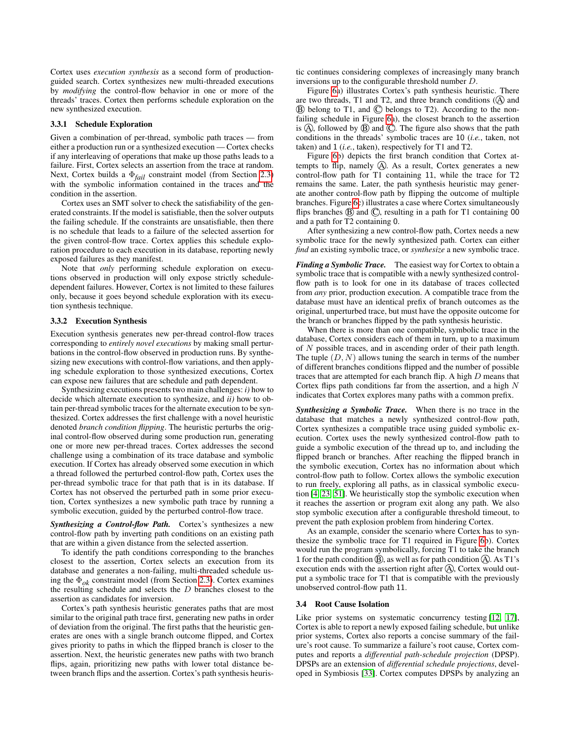Cortex uses *execution synthesis* as a second form of production-guided search. Cortex synthesizes new multi-threaded executions by *modifying* the control-flow behavior in one or more of the threads' traces. Cortex then performs schedule exploration on the new synthesized execution.

#### 3.3.1 Schedule Exploration

Given a combination of per-thread, symbolic path traces — from either a production run or a synthesized execution — Cortex checks if any interleaving of operations that make up those paths leads to a failure. First, Cortex selects an assertion from the trace at random. Next, Cortex builds a $\Phi_{fail}$ constraint model (from Section 2.3) with the symbolic information contained in the traces and the condition in the assertion.

Cortex uses an SMT solver to check the satisfiability of the generated constraints. If the model is satisfiable, then the solver outputs the failing schedule. If the constraints are unsatisfiable, then there is no schedule that leads to a failure of the selected assertion for the given control-flow trace. Cortex applies this schedule exploration procedure to each execution in its database, reporting newly exposed failures as they manifest.

Note that *only* performing schedule exploration on executions observed in production will only expose strictly schedule-dependent failures. However, Cortex is not limited to these failures only, because it goes beyond schedule exploration with its execution synthesis technique.

#### 3.3.2 Execution Synthesis

Execution synthesis generates new per-thread control-flow traces corresponding to *entirely novel executions* by making small perturbations in the control-flow observed in production runs. By synthesizing new executions with control-flow variations, and then applying schedule exploration to those synthesized executions, Cortex can expose new failures that are schedule and path dependent.

Synthesizing executions presents two main challenges: *i)* how to decide which alternate execution to synthesize, and *ii)* how to obtain per-thread symbolic traces for the alternate execution to be synthesized. Cortex addresses the first challenge with a novel heuristic denoted *branch condition flipping*. The heuristic perturbs the original control-flow observed during some production run, generating one or more new per-thread traces. Cortex addresses the second challenge using a combination of its trace database and symbolic execution. If Cortex has already observed some execution in which a thread followed the perturbed control-flow path, Cortex uses the per-thread symbolic trace for that path that is in its database. If Cortex has not observed the perturbed path in some prior execution, Cortex synthesizes a new symbolic path trace by running a symbolic execution, guided by the perturbed control-flow trace.

***Synthesizing a Control-flow Path.*** Cortex's synthesizes a new control-flow path by inverting path conditions on an existing path that are within a given distance from the selected assertion.

To identify the path conditions corresponding to the branches closest to the assertion, Cortex selects an execution from its database and generates a non-failing, multi-threaded schedule using the $\Phi_{ok}$ constraint model (from Section 2.3). Cortex examines the resulting schedule and selects the $D$ branches closest to the assertion as candidates for inversion.

Cortex's path synthesis heuristic generates paths that are most similar to the original path trace first, generating new paths in order of deviation from the original. The first paths that the heuristic generates are ones with a single branch outcome flipped, and Cortex gives priority to paths in which the flipped branch is closer to the assertion. Next, the heuristic generates new paths with two branch flips, again, prioritizing new paths with lower total distance between branch flips and the assertion. Cortex's path synthesis heuristic continues considering complexes of increasingly many branch inversions up to the configurable threshold number $D$.

Figure 6a) illustrates Cortex's path synthesis heuristic. There are two threads, T1 and T2, and three branch conditions (Ⓐ and Ⓑ belong to T1, and Ⓒ belongs to T2). According to the non-failing schedule in Figure 6a), the closest branch to the assertion is Ⓐ, followed by Ⓑ and Ⓒ. The figure also shows that the path conditions in the threads' symbolic traces are 10 (*i.e.*, taken, not taken) and 1 (*i.e.*, taken), respectively for T1 and T2.

Figure 6b) depicts the first branch condition that Cortex attempts to flip, namely Ⓐ. As a result, Cortex generates a new control-flow path for T1 containing 11, while the trace for T2 remains the same. Later, the path synthesis heuristic may generate another control-flow path by flipping the outcome of multiple branches. Figure 6c) illustrates a case where Cortex simultaneously flips branches Ⓑ and Ⓒ, resulting in a path for T1 containing 00 and a path for T2 containing 0.

After synthesizing a new control-flow path, Cortex needs a new symbolic trace for the newly synthesized path. Cortex can either *find* an existing symbolic trace, or *synthesize* a new symbolic trace.

***Finding a Symbolic Trace.*** The easiest way for Cortex to obtain a symbolic trace that is compatible with a newly synthesized control-flow path is to look for one in its database of traces collected from *any* prior, production execution. A compatible trace from the database must have an identical prefix of branch outcomes as the original, unperturbed trace, but must have the opposite outcome for the branch or branches flipped by the path synthesis heuristic.

When there is more than one compatible, symbolic trace in the database, Cortex considers each of them in turn, up to a maximum of $N$ possible traces, and in ascending order of their path length. The tuple $(D, N)$ allows tuning the search in terms of the number of different branches conditions flipped and the number of possible traces that are attempted for each branch flip. A high $D$ means that Cortex flips path conditions far from the assertion, and a high $N$ indicates that Cortex explores many paths with a common prefix.

***Synthesizing a Symbolic Trace.*** When there is no trace in the database that matches a newly synthesized control-flow path, Cortex synthesizes a compatible trace using guided symbolic execution. Cortex uses the newly synthesized control-flow path to guide a symbolic execution of the thread up to, and including the flipped branch or branches. After reaching the flipped branch in the symbolic execution, Cortex has no information about which control-flow path to follow. Cortex allows the symbolic execution to run freely, exploring all paths, as in classical symbolic execution [4, 23, 51]. We heuristically stop the symbolic execution when it reaches the assertion or program exit along any path. We also stop symbolic execution after a configurable threshold timeout, to prevent the path explosion problem from hindering Cortex.

As an example, consider the scenario where Cortex has to synthesize the symbolic trace for T1 required in Figure 6b). Cortex would run the program symbolically, forcing T1 to take the branch 1 for the path condition Ⓑ, as well as for path condition Ⓐ. As T1's execution ends with the assertion right after Ⓐ, Cortex would output a symbolic trace for T1 that is compatible with the previously unobserved control-flow path 11.

### 3.4 Root Cause Isolation

Like prior systems on systematic concurrency testing [12, 17], Cortex is able to report a newly exposed failing schedule, but unlike prior systems, Cortex also reports a concise summary of the failure's root cause. To summarize a failure's root cause, Cortex computes and reports a *differential path-schedule projection* (DPSP). DPSPs are an extension of *differential schedule projections*, developed in Symbiosis [33]. Cortex computes DPSPs by analyzing an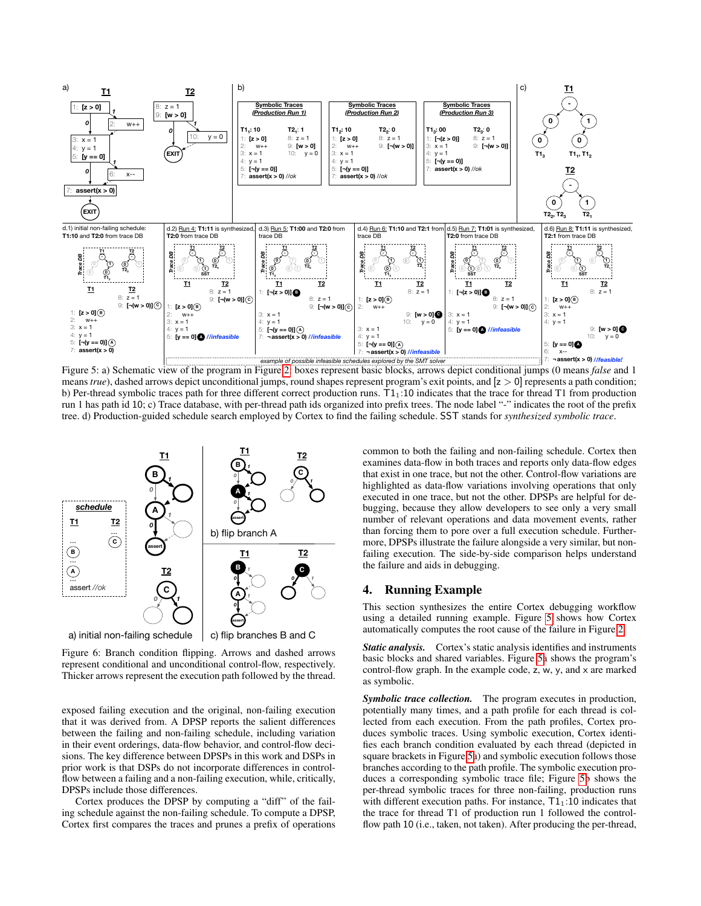Figure 5: a) Schematic view of the program in Figure 2: boxes represent basic blocks, arrows depict conditional jumps (0 means *false* and 1 means *true*), dashed arrows depict unconditional jumps, round shapes represent program's exit points, and [z > 0] represents a path condition; b) Per-thread symbolic traces path for three different correct production runs. $T1_1$:10 indicates that the trace for thread T1 from production run 1 has path id 10; c) Trace database, with per-thread path ids organized into prefix trees. The node label "-" indicates the root of the prefix tree. d) Production-guided schedule search employed by Cortex to find the failing schedule. SST stands for *synthesized symbolic trace*.

Figure 6: Branch condition flipping. Arrows and dashed arrows represent conditional and unconditional control-flow, respectively. Thicker arrows represent the execution path followed by the thread.

exposed failing execution and the original, non-failing execution that it was derived from. A DPSP reports the salient differences between the failing and non-failing schedule, including variation in their event orderings, data-flow behavior, and control-flow decisions. The key difference between DPSPs in this work and DSPs in prior work is that DSPs do not incorporate differences in control-flow between a failing and a non-failing execution, while, critically, DPSPs include those differences.

Cortex produces the DPSP by computing a "diff" of the failing schedule against the non-failing schedule. To compute a DPSP, Cortex first compares the traces and prunes a prefix of operations common to both the failing and non-failing schedule. Cortex then examines data-flow in both traces and reports only data-flow edges that exist in one trace, but not the other. Control-flow variations are highlighted as data-flow variations involving operations that only executed in one trace. DPSPs are helpful for debugging, because they allow developers to see only a very small number of relevant operations and data movement events, rather than forcing them to pore over a full execution schedule. Furthermore, DPSPs illustrate the failure alongside a very similar, but non-failing execution. The side-by-side comparison helps understand the failure and aids in debugging.

## 4. Running Example

This section synthesizes the entire Cortex debugging workflow using a detailed running example. Figure 5 shows how Cortex automatically computes the root cause of the failure in Figure 2.

***Static analysis.*** Cortex's static analysis identifies and instruments basic blocks and shared variables. Figure 5a shows the program's control-flow graph. In the example code, z, w, y, and x are marked as symbolic.

***Symbolic trace collection.*** The program executes in production, potentially many times, and a path profile for each thread is collected from each execution. From the path profiles, Cortex produces symbolic traces. Using symbolic execution, Cortex identifies each branch condition evaluated by each thread (depicted in square brackets in Figure 5a) and symbolic execution follows those branches according to the path profile. The symbolic execution produces a corresponding symbolic trace file; Figure 5b shows the per-thread symbolic traces for three non-failing, production runs with different execution paths. For instance, $T1_1$:10 indicates that the trace for thread T1 of production run 1 followed the control-flow path 10 (i.e., taken, not taken). After producing the per-thread,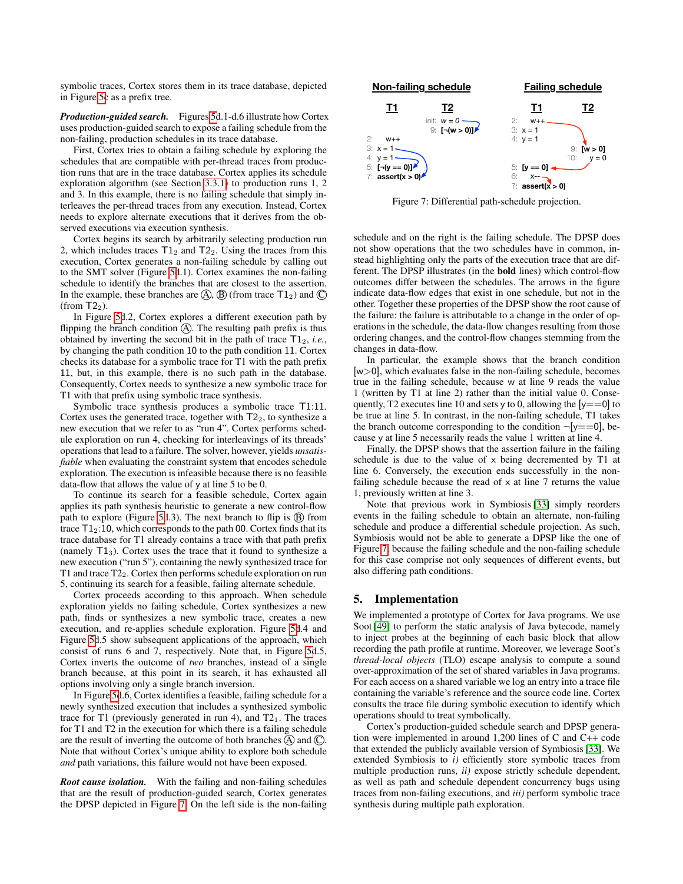symbolic traces, Cortex stores them in its trace database, depicted in Figure 5c as a prefix tree.

***Production-guided search.*** Figures 5d.1-d.6 illustrate how Cortex uses production-guided search to expose a failing schedule from the non-failing, production schedules in its trace database.

First, Cortex tries to obtain a failing schedule by exploring the schedules that are compatible with per-thread traces from production runs that are in the trace database. Cortex applies its schedule exploration algorithm (see Section 3.3.1) to production runs 1, 2 and 3. In this example, there is no failing schedule that simply interleaves the per-thread traces from any execution. Instead, Cortex needs to explore alternate executions that it derives from the observed executions via execution synthesis.

Cortex begins its search by arbitrarily selecting production run 2, which includes traces $T1_2$ and $T2_2$. Using the traces from this execution, Cortex generates a non-failing schedule by calling out to the SMT solver (Figure 5d.1). Cortex examines the non-failing schedule to identify the branches that are closest to the assertion. In the example, these branches are Ⓐ, Ⓑ (from trace $T1_2$) and Ⓒ (from $T2_2$).

In Figure 5d.2, Cortex explores a different execution path by flipping the branch condition Ⓐ. The resulting path prefix is thus obtained by inverting the second bit in the path of trace $T1_2$, *i.e.*, by changing the path condition 10 to the path condition 11. Cortex checks its database for a symbolic trace for T1 with the path prefix 11, but, in this example, there is no such path in the database. Consequently, Cortex needs to synthesize a new symbolic trace for T1 with that prefix using symbolic trace synthesis.

Symbolic trace synthesis produces a symbolic trace T1:11. Cortex uses the generated trace, together with $T2_2$, to synthesize a new execution that we refer to as "run 4". Cortex performs schedule exploration on run 4, checking for interleavings of its threads' operations that lead to a failure. The solver, however, yields *unsatisfiable* when evaluating the constraint system that encodes schedule exploration. The execution is infeasible because there is no feasible data-flow that allows the value of y at line 5 to be 0.

To continue its search for a feasible schedule, Cortex again applies its path synthesis heuristic to generate a new control-flow path to explore (Figure 5d.3). The next branch to flip is Ⓑ from trace $T1_2$:10, which corresponds to the path 00. Cortex finds that its trace database for T1 already contains a trace with that path prefix (namely $T1_3$). Cortex uses the trace that it found to synthesize a new execution ("run 5"), containing the newly synthesized trace for T1 and trace $T2_2$. Cortex then performs schedule exploration on run 5, continuing its search for a feasible, failing alternate schedule.

Cortex proceeds according to this approach. When schedule exploration yields no failing schedule, Cortex synthesizes a new path, finds or synthesizes a new symbolic trace, creates a new execution, and re-applies schedule exploration. Figure 5d.4 and Figure 5d.5 show subsequent applications of the approach, which consist of runs 6 and 7, respectively. Note that, in Figure 5d.5, Cortex inverts the outcome of *two* branches, instead of a single branch because, at this point in its search, it has exhausted all options involving only a single branch inversion.

In Figure 5d.6, Cortex identifies a feasible, failing schedule for a newly synthesized execution that includes a synthesized symbolic trace for T1 (previously generated in run 4), and $T2_1$. The traces for T1 and T2 in the execution for which there is a failing schedule are the result of inverting the outcome of both branches Ⓐ and Ⓒ. Note that without Cortex's unique ability to explore both schedule *and* path variations, this failure would not have been exposed.

***Root cause isolation.*** With the failing and non-failing schedules that are the result of production-guided search, Cortex generates the DPSP depicted in Figure 7. On the left side is the non-failing

**Non-failing schedule** | **Failing schedule**

```
Non-failing schedule                 Failing schedule
  T1               T2                  T1              T2
                init: w = 0          2:  w++
                9: [¬(w > 0)]        3:  x = 1
2:  w++                              4:  y = 1
3:  x = 1                                            9: [w > 0]
4:  y = 1                                           10:   y = 0
5:  [¬(y == 0)]                      5:  [y == 0]
7:  assert(x > 0)                    6:    x--
                                     7:  assert(x > 0)
```

Figure 7: Differential path-schedule projection.

schedule and on the right is the failing schedule. The DPSP does not show operations that the two schedules have in common, instead highlighting only the parts of the execution trace that are different. The DPSP illustrates (in the **bold** lines) which control-flow outcomes differ between the schedules. The arrows in the figure indicate data-flow edges that exist in one schedule, but not in the other. Together these properties of the DPSP show the root cause of the failure: the failure is attributable to a change in the order of operations in the schedule, the data-flow changes resulting from those ordering changes, and the control-flow changes stemming from the changes in data-flow.

In particular, the example shows that the branch condition [w>0], which evaluates false in the non-failing schedule, becomes true in the failing schedule, because w at line 9 reads the value 1 (written by T1 at line 2) rather than the initial value 0. Consequently, T2 executes line 10 and sets y to 0, allowing the [y==0] to be true at line 5. In contrast, in the non-failing schedule, T1 takes the branch outcome corresponding to the condition ¬[y==0], because y at line 5 necessarily reads the value 1 written at line 4.

Finally, the DPSP shows that the assertion failure in the failing schedule is due to the value of x being decremented by T1 at line 6. Conversely, the execution ends successfully in the non-failing schedule because the read of x at line 7 returns the value 1, previously written at line 3.

Note that previous work in Symbiosis [33] simply reorders events in the failing schedule to obtain an alternate, non-failing schedule and produce a differential schedule projection. As such, Symbiosis would not be able to generate a DPSP like the one of Figure 7, because the failing schedule and the non-failing schedule for this case comprise not only sequences of different events, but also differing path conditions.

## 5. Implementation

We implemented a prototype of Cortex for Java programs. We use Soot [49] to perform the static analysis of Java bytecode, namely to inject probes at the beginning of each basic block that allow recording the path profile at runtime. Moreover, we leverage Soot's *thread-local objects* (TLO) escape analysis to compute a sound over-approximation of the set of shared variables in Java programs. For each access on a shared variable we log an entry into a trace file containing the variable's reference and the source code line. Cortex consults the trace file during symbolic execution to identify which operations should to treat symbolically.

Cortex's production-guided schedule search and DPSP generation were implemented in around 1,200 lines of C and C++ code that extended the publicly available version of Symbiosis [33]. We extended Symbiosis to *i)* efficiently store symbolic traces from multiple production runs, *ii)* expose strictly schedule dependent, as well as path and schedule dependent concurrency bugs using traces from non-failing executions, and *iii)* perform symbolic trace synthesis during multiple path exploration.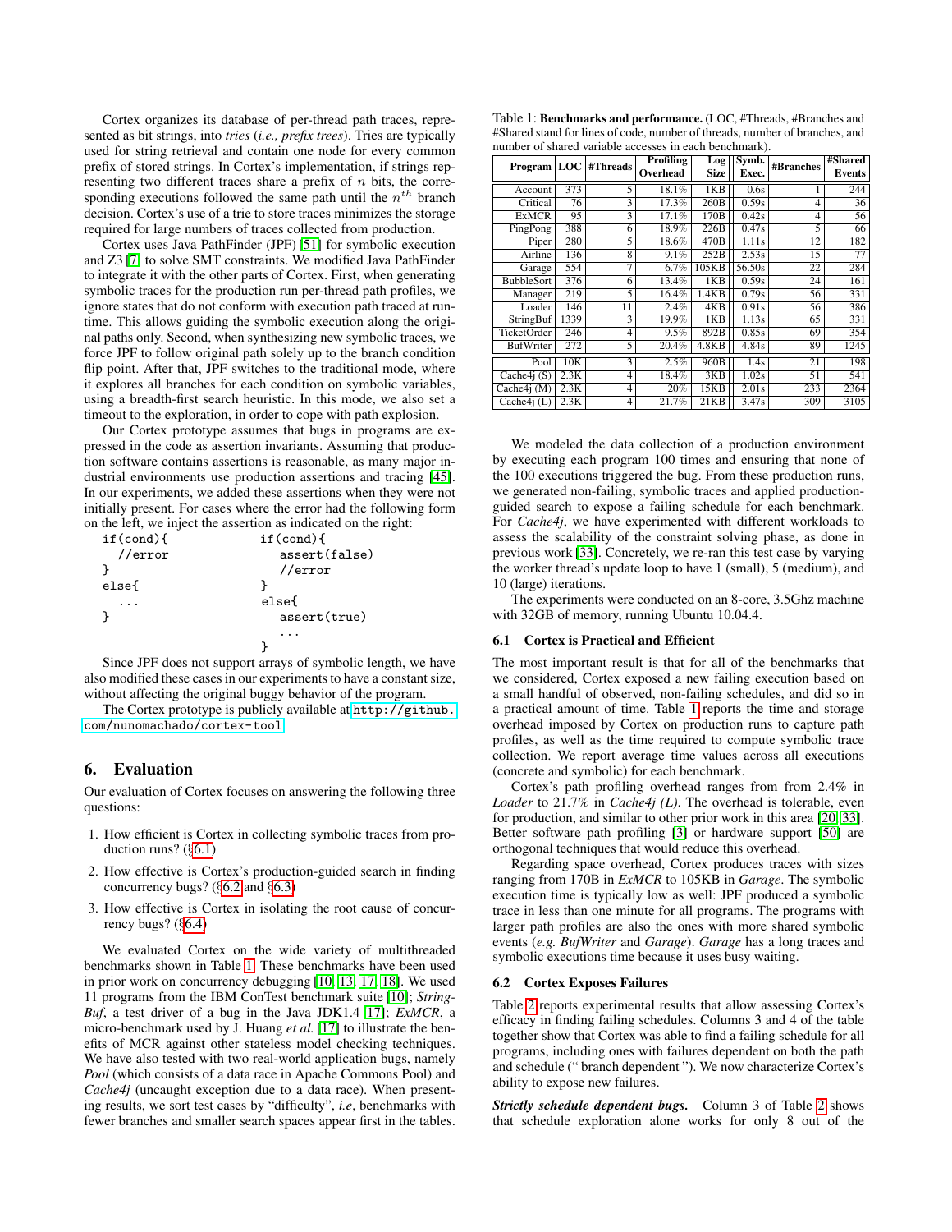Cortex organizes its database of per-thread path traces, represented as bit strings, into *tries* (*i.e., prefix trees*). Tries are typically used for string retrieval and contain one node for every common prefix of stored strings. In Cortex's implementation, if strings representing two different traces share a prefix of $n$ bits, the corresponding executions followed the same path until the $n^{th}$ branch decision. Cortex's use of a trie to store traces minimizes the storage required for large numbers of traces collected from production.

Cortex uses Java PathFinder (JPF) [51] for symbolic execution and Z3 [7] to solve SMT constraints. We modified Java PathFinder to integrate it with the other parts of Cortex. First, when generating symbolic traces for the production run per-thread path profiles, we ignore states that do not conform with execution path traced at runtime. This allows guiding the symbolic execution along the original paths only. Second, when synthesizing new symbolic traces, we force JPF to follow original path solely up to the branch condition flip point. After that, JPF switches to the traditional mode, where it explores all branches for each condition on symbolic variables, using a breadth-first search heuristic. In this mode, we also set a timeout to the exploration, in order to cope with path explosion.

Our Cortex prototype assumes that bugs in programs are expressed in the code as assertion invariants. Assuming that production software contains assertions is reasonable, as many major industrial environments use production assertions and tracing [45]. In our experiments, we added these assertions when they were not initially present. For cases where the error had the following form on the left, we inject the assertion as indicated on the right:

```
if(cond){                   if(cond){
  //error                      assert(false)
}                              //error
else{                       }
  ...                       else{
}                              assert(true)
                               ...
                            }
```

Since JPF does not support arrays of symbolic length, we have also modified these cases in our experiments to have a constant size, without affecting the original buggy behavior of the program.

The Cortex prototype is publicly available at `http://github.com/nunomachado/cortex-tool`.

# 6. Evaluation

Our evaluation of Cortex focuses on answering the following three questions:

1. How efficient is Cortex in collecting symbolic traces from production runs? (§6.1)
2. How effective is Cortex's production-guided search in finding concurrency bugs? (§6.2 and §6.3)
3. How effective is Cortex in isolating the root cause of concurrency bugs? (§6.4)

We evaluated Cortex on the wide variety of multithreaded benchmarks shown in Table 1. These benchmarks have been used in prior work on concurrency debugging [10, 13, 17, 18]. We used 11 programs from the IBM ConTest benchmark suite [10]; *StringBuf*, a test driver of a bug in the Java JDK1.4 [17]; *ExMCR*, a micro-benchmark used by J. Huang *et al.* [17] to illustrate the benefits of MCR against other stateless model checking techniques. We have also tested with two real-world application bugs, namely *Pool* (which consists of a data race in Apache Commons Pool) and *Cache4j* (uncaught exception due to a data race). When presenting results, we sort test cases by "difficulty", *i.e*, benchmarks with fewer branches and smaller search spaces appear first in the tables.

Table 1: **Benchmarks and performance.** (LOC, #Threads, #Branches and #Shared stand for lines of code, number of threads, number of branches, and number of shared variable accesses in each benchmark).

| Program | LOC | #Threads | Profiling Overhead | Log Size | Symb. Exec. | #Branches | #Shared Events |
|---|---|---|---|---|---|---|---|
| Account | 373 | 5 | 18.1% | 1KB | 0.6s | 1 | 244 |
| Critical | 76 | 3 | 17.3% | 260B | 0.59s | 4 | 36 |
| ExMCR | 95 | 3 | 17.1% | 170B | 0.42s | 4 | 56 |
| PingPong | 388 | 6 | 18.9% | 226B | 0.47s | 5 | 66 |
| Piper | 280 | 5 | 18.6% | 470B | 1.11s | 12 | 182 |
| Airline | 136 | 8 | 9.1% | 252B | 2.53s | 15 | 77 |
| Garage | 554 | 7 | 6.7% | 105KB | 56.50s | 22 | 284 |
| BubbleSort | 376 | 6 | 13.4% | 1KB | 0.59s | 24 | 161 |
| Manager | 219 | 5 | 16.4% | 1.4KB | 0.79s | 56 | 331 |
| Loader | 146 | 11 | 2.4% | 4KB | 0.91s | 56 | 386 |
| StringBuf | 1339 | 3 | 19.9% | 1KB | 1.13s | 65 | 331 |
| TicketOrder | 246 | 4 | 9.5% | 892B | 0.85s | 69 | 354 |
| BufWriter | 272 | 5 | 20.4% | 4.8KB | 4.84s | 89 | 1245 |
| Pool | 10K | 3 | 2.5% | 960B | 1.4s | 21 | 198 |
| Cache4j (S) | 2.3K | 4 | 18.4% | 3KB | 1.02s | 51 | 541 |
| Cache4j (M) | 2.3K | 4 | 20% | 15KB | 2.01s | 233 | 2364 |
| Cache4j (L) | 2.3K | 4 | 21.7% | 21KB | 3.47s | 309 | 3105 |

We modeled the data collection of a production environment by executing each program 100 times and ensuring that none of the 100 executions triggered the bug. From these production runs, we generated non-failing, symbolic traces and applied production-guided search to expose a failing schedule for each benchmark. For *Cache4j*, we have experimented with different workloads to assess the scalability of the constraint solving phase, as done in previous work [33]. Concretely, we re-ran this test case by varying the worker thread's update loop to have 1 (small), 5 (medium), and 10 (large) iterations.

The experiments were conducted on an 8-core, 3.5Ghz machine with 32GB of memory, running Ubuntu 10.04.4.

## 6.1 Cortex is Practical and Efficient

The most important result is that for all of the benchmarks that we considered, Cortex exposed a new failing execution based on a small handful of observed, non-failing schedules, and did so in a practical amount of time. Table 1 reports the time and storage overhead imposed by Cortex on production runs to capture path profiles, as well as the time required to compute symbolic trace collection. We report average time values across all executions (concrete and symbolic) for each benchmark.

Cortex's path profiling overhead ranges from from 2.4% in *Loader* to 21.7% in *Cache4j (L)*. The overhead is tolerable, even for production, and similar to other prior work in this area [20, 33]. Better software path profiling [3] or hardware support [50] are orthogonal techniques that would reduce this overhead.

Regarding space overhead, Cortex produces traces with sizes ranging from 170B in *ExMCR* to 105KB in *Garage*. The symbolic execution time is typically low as well: JPF produced a symbolic trace in less than one minute for all programs. The programs with larger path profiles are also the ones with more shared symbolic events (*e.g.* *BufWriter* and *Garage*). *Garage* has a long traces and symbolic executions time because it uses busy waiting.

## 6.2 Cortex Exposes Failures

Table 2 reports experimental results that allow assessing Cortex's efficacy in finding failing schedules. Columns 3 and 4 of the table together show that Cortex was able to find a failing schedule for all programs, including ones with failures dependent on both the path and schedule (" branch dependent "). We now characterize Cortex's ability to expose new failures.

***Strictly schedule dependent bugs.*** Column 3 of Table 2 shows that schedule exploration alone works for only 8 out of the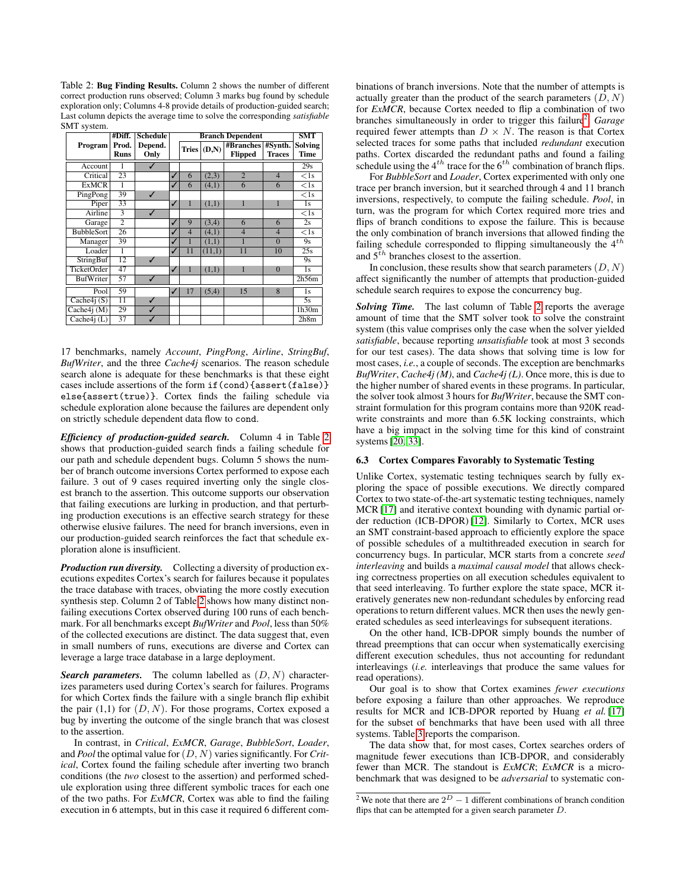Table 2: **Bug Finding Results.** Column 2 shows the number of different correct production runs observed; Column 3 marks bug found by schedule exploration only; Columns 4-8 provide details of production-guided search; Last column depicts the average time to solve the corresponding *satisfiable* SMT system.

| Program | #Diff. Prod. Runs | Schedule Depend. Only | Branch Dependent | | | | | SMT Solving Time |
|---|---|---|---|---|---|---|---|---|
| | | | | Tries | (D,N) | #Branches Flipped | #Synth. Traces | |
| Account | 1 | ✓ | | | | | | 29s |
| Critical | 23 | | ✓ | 6 | (2,3) | 2 | 4 | <1s |
| ExMCR | 1 | | ✓ | 6 | (4,1) | 6 | 6 | <1s |
| PingPong | 39 | ✓ | | | | | | <1s |
| Piper | 33 | | ✓ | 1 | (1,1) | 1 | 1 | 1s |
| Airline | 3 | ✓ | | | | | | <1s |
| Garage | 2 | | ✓ | 9 | (3,4) | 6 | 6 | 2s |
| BubbleSort | 26 | | ✓ | 4 | (4,1) | 4 | 4 | <1s |
| Manager | 39 | | ✓ | 1 | (1,1) | 1 | 0 | 9s |
| Loader | 1 | | ✓ | 11 | (11,1) | 11 | 10 | 25s |
| StringBuf | 12 | ✓ | | | | | | 9s |
| TicketOrder | 47 | | ✓ | 1 | (1,1) | 1 | 0 | 1s |
| BufWriter | 57 | ✓ | | | | | | 2h56m |
| Pool | 59 | | ✓ | 17 | (5,4) | 15 | 8 | 1s |
| Cache4j (S) | 11 | ✓ | | | | | | 5s |
| Cache4j (M) | 29 | ✓ | | | | | | 1h30m |
| Cache4j (L) | 37 | ✓ | | | | | | 2h8m |

17 benchmarks, namely *Account*, *PingPong*, *Airline*, *StringBuf*, *BufWriter*, and the three *Cache4j* scenarios. The reason schedule search alone is adequate for these benchmarks is that these eight cases include assertions of the form `if(cond){assert(false)} else{assert(true)}`. Cortex finds the failing schedule via schedule exploration alone because the failures are dependent only on strictly schedule dependent data flow to `cond`.

***Efficiency of production-guided search.*** Column 4 in Table 2 shows that production-guided search finds a failing schedule for our path and schedule dependent bugs. Column 5 shows the number of branch outcome inversions Cortex performed to expose each failure. 3 out of 9 cases required inverting only the single closest branch to the assertion. This outcome supports our observation that failing executions are lurking in production, and that perturbing production executions is an effective search strategy for these otherwise elusive failures. The need for branch inversions, even in our production-guided search reinforces the fact that schedule exploration alone is insufficient.

***Production run diversity.*** Collecting a diversity of production executions expedites Cortex's search for failures because it populates the trace database with traces, obviating the more costly execution synthesis step. Column 2 of Table 2 shows how many distinct non-failing executions Cortex observed during 100 runs of each benchmark. For all benchmarks except *BufWriter* and *Pool*, less than 50% of the collected executions are distinct. The data suggest that, even in small numbers of runs, executions are diverse and Cortex can leverage a large trace database in a large deployment.

***Search parameters.*** The column labelled as $(D, N)$ characterizes parameters used during Cortex's search for failures. Programs for which Cortex finds the failure with a single branch flip exhibit the pair (1,1) for $(D, N)$. For those programs, Cortex exposed a bug by inverting the outcome of the single branch that was closest to the assertion.

In contrast, in *Critical*, *ExMCR*, *Garage*, *BubbleSort*, *Loader*, and *Pool* the optimal value for $(D, N)$ varies significantly. For *Critical*, Cortex found the failing schedule after inverting two branch conditions (the *two* closest to the assertion) and performed schedule exploration using three different symbolic traces for each one of the two paths. For *ExMCR*, Cortex was able to find the failing execution in 6 attempts, but in this case it required 6 different combinations of branch inversions. Note that the number of attempts is actually greater than the product of the search parameters $(D, N)$ for *ExMCR*, because Cortex needed to flip a combination of two branches simultaneously in order to trigger this failure[2]. *Garage* required fewer attempts than $D \times N$. The reason is that Cortex selected traces for some paths that included *redundant* execution paths. Cortex discarded the redundant paths and found a failing schedule using the $4^{th}$ trace for the $6^{th}$ combination of branch flips.

For *BubbleSort* and *Loader*, Cortex experimented with only one trace per branch inversion, but it searched through 4 and 11 branch inversions, respectively, to compute the failing schedule. *Pool*, in turn, was the program for which Cortex required more tries and flips of branch conditions to expose the failure. This is because the only combination of branch inversions that allowed finding the failing schedule corresponded to flipping simultaneously the $4^{th}$ and $5^{th}$ branches closest to the assertion.

In conclusion, these results show that search parameters $(D, N)$ affect significantly the number of attempts that production-guided schedule search requires to expose the concurrency bug.

***Solving Time.*** The last column of Table 2 reports the average amount of time that the SMT solver took to solve the constraint system (this value comprises only the case when the solver yielded *satisfiable*, because reporting *unsatisfiable* took at most 3 seconds for our test cases). The data shows that solving time is low for most cases, *i.e.*, a couple of seconds. The exception are benchmarks *BufWriter*, *Cache4j (M)*, and *Cache4j (L)*. Once more, this is due to the higher number of shared events in these programs. In particular, the solver took almost 3 hours for *BufWriter*, because the SMT constraint formulation for this program contains more than 920K read-write constraints and more than 6.5K locking constraints, which have a big impact in the solving time for this kind of constraint systems [20, 33].

### 6.3 Cortex Compares Favorably to Systematic Testing

Unlike Cortex, systematic testing techniques search by fully exploring the space of possible executions. We directly compared Cortex to two state-of-the-art systematic testing techniques, namely MCR [17] and iterative context bounding with dynamic partial order reduction (ICB-DPOR) [12]. Similarly to Cortex, MCR uses an SMT constraint-based approach to efficiently explore the space of possible schedules of a multithreaded execution in search for concurrency bugs. In particular, MCR starts from a concrete *seed interleaving* and builds a *maximal causal model* that allows checking correctness properties on all execution schedules equivalent to that seed interleaving. To further explore the state space, MCR iteratively generates new non-redundant schedules by enforcing read operations to return different values. MCR then uses the newly generated schedules as seed interleavings for subsequent iterations.

On the other hand, ICB-DPOR simply bounds the number of thread preemptions that can occur when systematically exercising different execution schedules, thus not accounting for redundant interleavings (*i.e.* interleavings that produce the same values for read operations).

Our goal is to show that Cortex examines *fewer executions* before exposing a failure than other approaches. We reproduce results for MCR and ICB-DPOR reported by Huang *et al.* [17] for the subset of benchmarks that have been used with all three systems. Table 3 reports the comparison.

The data show that, for most cases, Cortex searches orders of magnitude fewer executions than ICB-DPOR, and considerably fewer than MCR. The standout is *ExMCR*; *ExMCR* is a micro-benchmark that was designed to be *adversarial* to systematic con-

[2] We note that there are $2^D - 1$ different combinations of branch condition flips that can be attempted for a given search parameter $D$.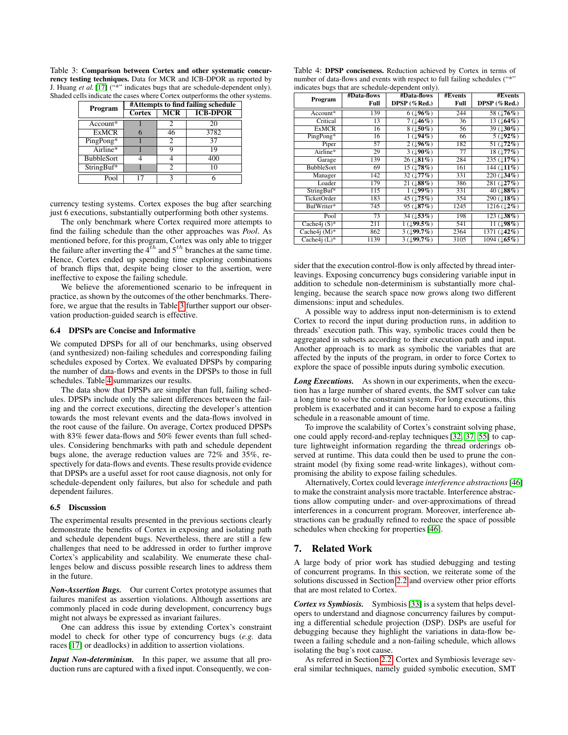Table 3: **Comparison between Cortex and other systematic concurrency testing techniques.** Data for MCR and ICB-DPOR as reported by J. Huang *et al.* [17] ("*" indicates bugs that are schedule-dependent only). Shaded cells indicate the cases where Cortex outperforms the other systems.

| Program | #Attempts to find failing schedule | | |
|---|---|---|---|
| | Cortex | MCR | ICB-DPOR |
| Account* | 1 | 2 | 20 |
| ExMCR | 6 | 46 | 3782 |
| PingPong* | 1 | 2 | 37 |
| Airline* | 1 | 9 | 19 |
| BubbleSort | 4 | 4 | 400 |
| StringBuf* | 1 | 2 | 10 |
| Pool | 17 | 3 | 6 |

currency testing systems. Cortex exposes the bug after searching just 6 executions, substantially outperforming both other systems.

The only benchmark where Cortex required more attempts to find the failing schedule than the other approaches was *Pool*. As mentioned before, for this program, Cortex was only able to trigger the failure after inverting the $4^{th}$ and $5^{th}$ branches at the same time. Hence, Cortex ended up spending time exploring combinations of branch flips that, despite being closer to the assertion, were ineffective to expose the failing schedule.

We believe the aforementioned scenario to be infrequent in practice, as shown by the outcomes of the other benchmarks. Therefore, we argue that the results in Table 3 further support our observation production-guided search is effective.

### 6.4 DPSPs are Concise and Informative

We computed DPSPs for all of our benchmarks, using observed (and synthesized) non-failing schedules and corresponding failing schedules exposed by Cortex. We evaluated DPSPs by comparing the number of data-flows and events in the DPSPs to those in full schedules. Table 4 summarizes our results.

The data show that DPSPs are simpler than full, failing schedules. DPSPs include only the salient differences between the failing and the correct executions, directing the developer's attention towards the most relevant events and the data-flows involved in the root cause of the failure. On average, Cortex produced DPSPs with 83% fewer data-flows and 50% fewer events than full schedules. Considering benchmarks with path and schedule dependent bugs alone, the average reduction values are 72% and 35%, respectively for data-flows and events. These results provide evidence that DPSPs are a useful asset for root cause diagnosis, not only for schedule-dependent only failures, but also for schedule and path dependent failures.

### 6.5 Discussion

The experimental results presented in the previous sections clearly demonstrate the benefits of Cortex in exposing and isolating path and schedule dependent bugs. Nevertheless, there are still a few challenges that need to be addressed in order to further improve Cortex's applicability and scalability. We enumerate these challenges below and discuss possible research lines to address them in the future.

***Non-Assertion Bugs.*** Our current Cortex prototype assumes that failures manifest as assertion violations. Although assertions are commonly placed in code during development, concurrency bugs might not always be expressed as invariant failures.

One can address this issue by extending Cortex's constraint model to check for other type of concurrency bugs (*e.g.* data races [17] or deadlocks) in addition to assertion violations.

***Input Non-determinism.*** In this paper, we assume that all production runs are captured with a fixed input. Consequently, we consider that the execution control-flow is only affected by thread interleavings. Exposing concurrency bugs considering variable input in addition to schedule non-determinism is substantially more challenging, because the search space now grows along two different dimensions: input and schedules.

Table 4: **DPSP conciseness.** Reduction achieved by Cortex in terms of number of data-flows and events with respect to full failing schedules ("*" indicates bugs that are schedule-dependent only).

| Program | #Data-flows Full | #Data-flows DPSP (%Red.) | #Events Full | #Events DPSP (%Red.) |
|---|---|---|---|---|
| Account* | 139 | 6 (↓**96%**) | 244 | 58 (↓**76%**) |
| Critical | 13 | 7 (↓**46%**) | 36 | 13 (↓**64%**) |
| ExMCR | 16 | 8 (↓**50%**) | 56 | 39 (↓**30%**) |
| PingPong* | 16 | 1 (↓**94%**) | 66 | 5 (↓**92%**) |
| Piper | 57 | 2 (↓**96%**) | 182 | 51 (↓**72%**) |
| Airline* | 29 | 3 (↓**90%**) | 77 | 18 (↓**77%**) |
| Garage | 139 | 26 (↓**81%**) | 284 | 235 (↓**17%**) |
| BubbleSort | 69 | 15 (↓**78%**) | 161 | 144 (↓**11%**) |
| Manager | 142 | 32 (↓**77%**) | 331 | 220 (↓**34%**) |
| Loader | 179 | 21 (↓**88%**) | 386 | 281 (↓**27%**) |
| StringBuf* | 115 | 1 (↓**99%**) | 331 | 40 (↓**88%**) |
| TicketOrder | 183 | 45 (↓**75%**) | 354 | 290 (↓**18%**) |
| BufWriter* | 745 | 95 (↓**87%**) | 1245 | 1216 (↓**2%**) |
| Pool | 73 | 34 (↓**53%**) | 198 | 123 (↓**38%**) |
| Cache4j (S)* | 211 | 1 (↓**99.5%**) | 541 | 11 (↓**98%**) |
| Cache4j (M)* | 862 | 3 (↓**99.7%**) | 2364 | 1371 (↓**42%**) |
| Cache4j (L)* | 1139 | 3 (↓**99.7%**) | 3105 | 1094 (↓**65%**) |

A possible way to address input non-determinism is to extend Cortex to record the input during production runs, in addition to threads' execution path. This way, symbolic traces could then be aggregated in subsets according to their execution path and input. Another approach is to mark as symbolic the variables that are affected by the inputs of the program, in order to force Cortex to explore the space of possible inputs during symbolic execution.

***Long Executions.*** As shown in our experiments, when the execution has a large number of shared events, the SMT solver can take a long time to solve the constraint system. For long executions, this problem is exacerbated and it can become hard to expose a failing schedule in a reasonable amount of time.

To improve the scalability of Cortex's constraint solving phase, one could apply record-and-replay techniques [32, 37, 55] to capture lightweight information regarding the thread orderings observed at runtime. This data could then be used to prune the constraint model (by fixing some read-write linkages), without compromising the ability to expose failing schedules.

Alternatively, Cortex could leverage *interference abstractions* [46] to make the constraint analysis more tractable. Interference abstractions allow computing under- and over-approximations of thread interferences in a concurrent program. Moreover, interference abstractions can be gradually refined to reduce the space of possible schedules when checking for properties [46].

## 7. Related Work

A large body of prior work has studied debugging and testing of concurrent programs. In this section, we reiterate some of the solutions discussed in Section 2.2 and overview other prior efforts that are most related to Cortex.

***Cortex vs Symbiosis.*** Symbiosis [33] is a system that helps developers to understand and diagnose concurrency failures by computing a differential schedule projection (DSP). DSPs are useful for debugging because they highlight the variations in data-flow between a failing schedule and a non-failing schedule, which allows isolating the bug's root cause.

As referred in Section 2.2, Cortex and Symbiosis leverage several similar techniques, namely guided symbolic execution, SMT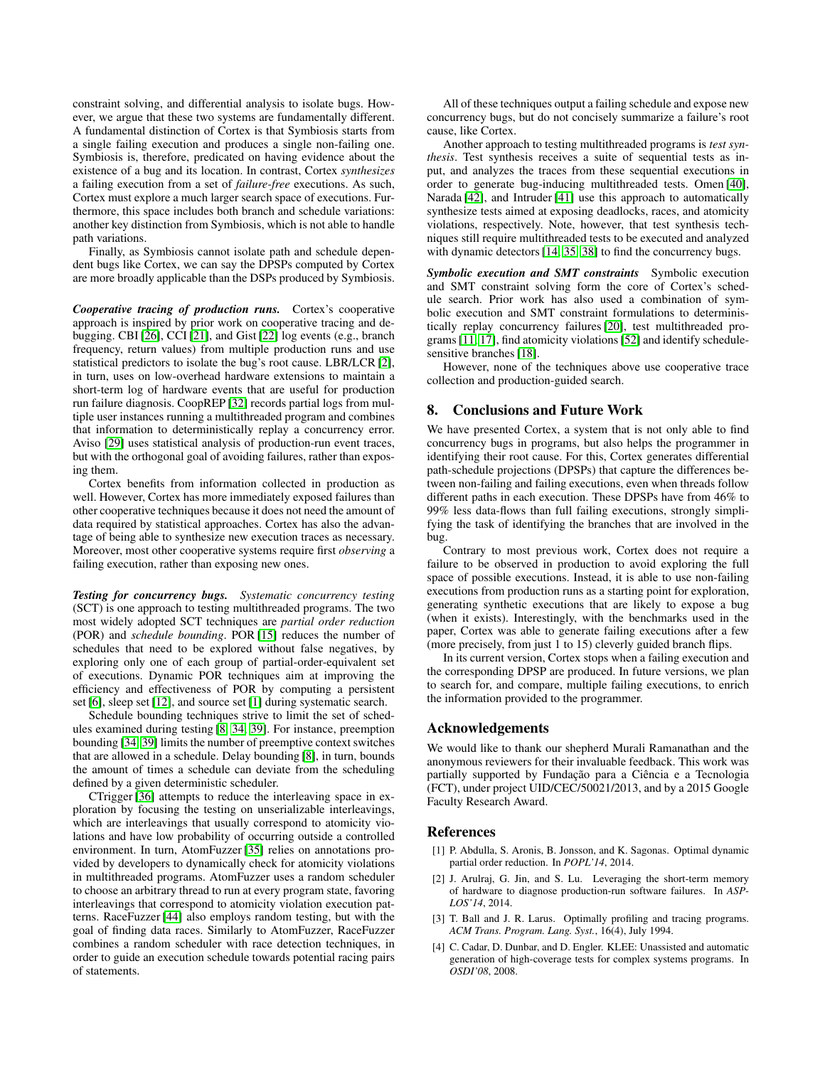constraint solving, and differential analysis to isolate bugs. However, we argue that these two systems are fundamentally different. A fundamental distinction of Cortex is that Symbiosis starts from a single failing execution and produces a single non-failing one. Symbiosis is, therefore, predicated on having evidence about the existence of a bug and its location. In contrast, Cortex *synthesizes* a failing execution from a set of *failure-free* executions. As such, Cortex must explore a much larger search space of executions. Furthermore, this space includes both branch and schedule variations: another key distinction from Symbiosis, which is not able to handle path variations.

Finally, as Symbiosis cannot isolate path and schedule dependent bugs like Cortex, we can say the DPSPs computed by Cortex are more broadly applicable than the DSPs produced by Symbiosis.

***Cooperative tracing of production runs.*** Cortex's cooperative approach is inspired by prior work on cooperative tracing and debugging. CBI [26], CCI [21], and Gist [22] log events (e.g., branch frequency, return values) from multiple production runs and use statistical predictors to isolate the bug's root cause. LBR/LCR [2], in turn, uses on low-overhead hardware extensions to maintain a short-term log of hardware events that are useful for production run failure diagnosis. CoopREP [32] records partial logs from multiple user instances running a multithreaded program and combines that information to deterministically replay a concurrency error. Aviso [29] uses statistical analysis of production-run event traces, but with the orthogonal goal of avoiding failures, rather than exposing them.

Cortex benefits from information collected in production as well. However, Cortex has more immediately exposed failures than other cooperative techniques because it does not need the amount of data required by statistical approaches. Cortex has also the advantage of being able to synthesize new execution traces as necessary. Moreover, most other cooperative systems require first *observing* a failing execution, rather than exposing new ones.

***Testing for concurrency bugs.*** *Systematic concurrency testing* (SCT) is one approach to testing multithreaded programs. The two most widely adopted SCT techniques are *partial order reduction* (POR) and *schedule bounding*. POR [15] reduces the number of schedules that need to be explored without false negatives, by exploring only one of each group of partial-order-equivalent set of executions. Dynamic POR techniques aim at improving the efficiency and effectiveness of POR by computing a persistent set [6], sleep set [12], and source set [1] during systematic search.

Schedule bounding techniques strive to limit the set of schedules examined during testing [8, 34, 39]. For instance, preemption bounding [34, 39] limits the number of preemptive context switches that are allowed in a schedule. Delay bounding [8], in turn, bounds the amount of times a schedule can deviate from the scheduling defined by a given deterministic scheduler.

CTrigger [36] attempts to reduce the interleaving space in exploration by focusing the testing on unserializable interleavings, which are interleavings that usually correspond to atomicity violations and have low probability of occurring outside a controlled environment. In turn, AtomFuzzer [35] relies on annotations provided by developers to dynamically check for atomicity violations in multithreaded programs. AtomFuzzer uses a random scheduler to choose an arbitrary thread to run at every program state, favoring interleavings that correspond to atomicity violation execution patterns. RaceFuzzer [44] also employs random testing, but with the goal of finding data races. Similarly to AtomFuzzer, RaceFuzzer combines a random scheduler with race detection techniques, in order to guide an execution schedule towards potential racing pairs of statements.

All of these techniques output a failing schedule and expose new concurrency bugs, but do not concisely summarize a failure's root cause, like Cortex.

Another approach to testing multithreaded programs is *test synthesis*. Test synthesis receives a suite of sequential tests as input, and analyzes the traces from these sequential executions in order to generate bug-inducing multithreaded tests. Omen [40], Narada [42], and Intruder [41] use this approach to automatically synthesize tests aimed at exposing deadlocks, races, and atomicity violations, respectively. Note, however, that test synthesis techniques still require multithreaded tests to be executed and analyzed with dynamic detectors [14, 35, 38] to find the concurrency bugs.

***Symbolic execution and SMT constraints*** Symbolic execution and SMT constraint solving form the core of Cortex's schedule search. Prior work has also used a combination of symbolic execution and SMT constraint formulations to deterministically replay concurrency failures [20], test multithreaded programs [11, 17], find atomicity violations [52] and identify schedule-sensitive branches [18].

However, none of the techniques above use cooperative trace collection and production-guided search.

## 8. Conclusions and Future Work

We have presented Cortex, a system that is not only able to find concurrency bugs in programs, but also helps the programmer in identifying their root cause. For this, Cortex generates differential path-schedule projections (DPSPs) that capture the differences between non-failing and failing executions, even when threads follow different paths in each execution. These DPSPs have from 46% to 99% less data-flows than full failing executions, strongly simplifying the task of identifying the branches that are involved in the bug.

Contrary to most previous work, Cortex does not require a failure to be observed in production to avoid exploring the full space of possible executions. Instead, it is able to use non-failing executions from production runs as a starting point for exploration, generating synthetic executions that are likely to expose a bug (when it exists). Interestingly, with the benchmarks used in the paper, Cortex was able to generate failing executions after a few (more precisely, from just 1 to 15) cleverly guided branch flips.

In its current version, Cortex stops when a failing execution and the corresponding DPSP are produced. In future versions, we plan to search for, and compare, multiple failing executions, to enrich the information provided to the programmer.

## Acknowledgements

We would like to thank our shepherd Murali Ramanathan and the anonymous reviewers for their invaluable feedback. This work was partially supported by Fundação para a Ciência e a Tecnologia (FCT), under project UID/CEC/50021/2013, and by a 2015 Google Faculty Research Award.

## References

[1] P. Abdulla, S. Aronis, B. Jonsson, and K. Sagonas. Optimal dynamic partial order reduction. In *POPL'14*, 2014.

[2] J. Arulraj, G. Jin, and S. Lu. Leveraging the short-term memory of hardware to diagnose production-run software failures. In *ASPLOS'14*, 2014.

[3] T. Ball and J. R. Larus. Optimally profiling and tracing programs. *ACM Trans. Program. Lang. Syst.*, 16(4), July 1994.

[4] C. Cadar, D. Dunbar, and D. Engler. KLEE: Unassisted and automatic generation of high-coverage tests for complex systems programs. In *OSDI'08*, 2008.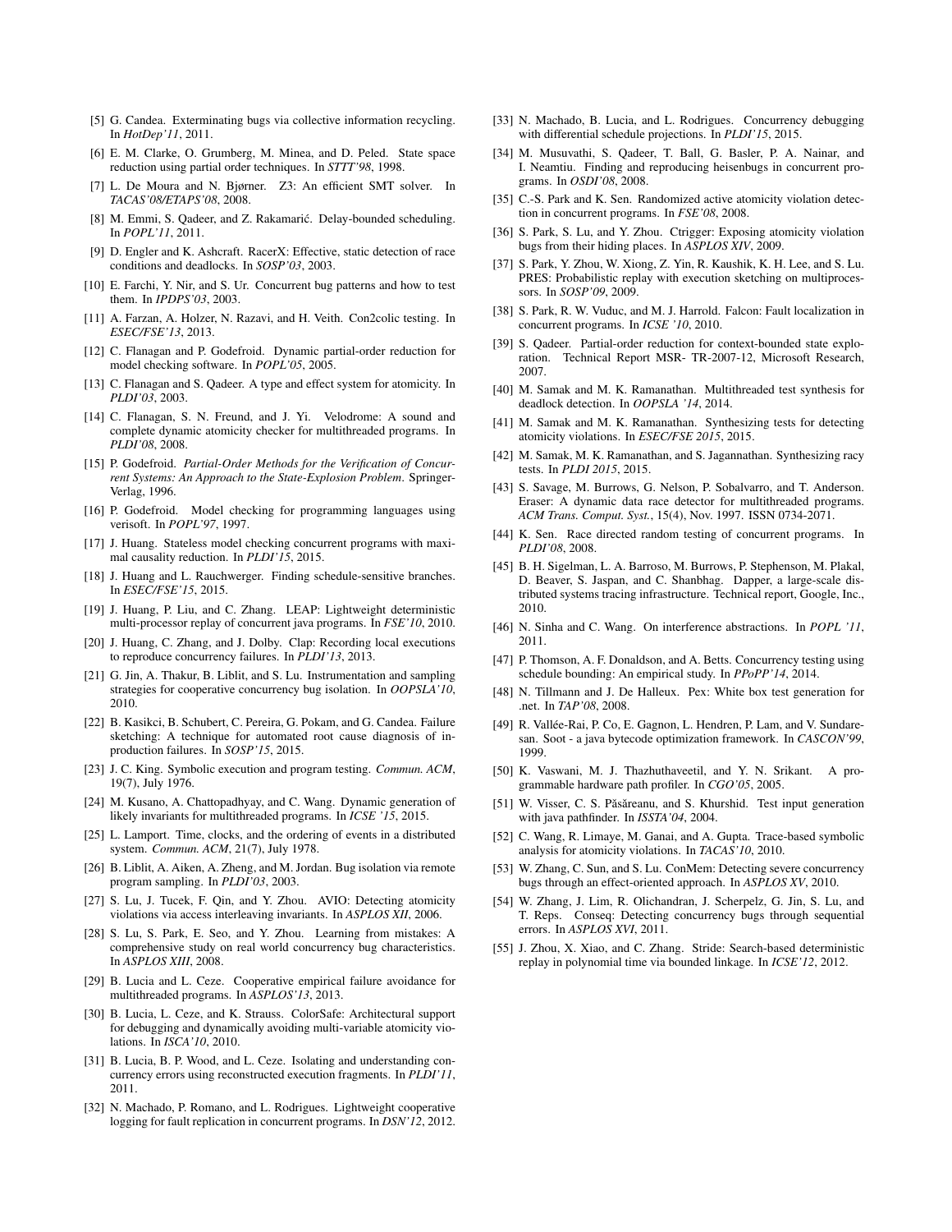[5] G. Candea. Exterminating bugs via collective information recycling. In *HotDep'11*, 2011.

[6] E. M. Clarke, O. Grumberg, M. Minea, and D. Peled. State space reduction using partial order techniques. In *STTT'98*, 1998.

[7] L. De Moura and N. Bjørner. Z3: An efficient SMT solver. In *TACAS'08/ETAPS'08*, 2008.

[8] M. Emmi, S. Qadeer, and Z. Rakamarić. Delay-bounded scheduling. In *POPL'11*, 2011.

[9] D. Engler and K. Ashcraft. RacerX: Effective, static detection of race conditions and deadlocks. In *SOSP'03*, 2003.

[10] E. Farchi, Y. Nir, and S. Ur. Concurrent bug patterns and how to test them. In *IPDPS'03*, 2003.

[11] A. Farzan, A. Holzer, N. Razavi, and H. Veith. Con2colic testing. In *ESEC/FSE'13*, 2013.

[12] C. Flanagan and P. Godefroid. Dynamic partial-order reduction for model checking software. In *POPL'05*, 2005.

[13] C. Flanagan and S. Qadeer. A type and effect system for atomicity. In *PLDI'03*, 2003.

[14] C. Flanagan, S. N. Freund, and J. Yi. Velodrome: A sound and complete dynamic atomicity checker for multithreaded programs. In *PLDI'08*, 2008.

[15] P. Godefroid. *Partial-Order Methods for the Verification of Concurrent Systems: An Approach to the State-Explosion Problem*. Springer-Verlag, 1996.

[16] P. Godefroid. Model checking for programming languages using verisoft. In *POPL'97*, 1997.

[17] J. Huang. Stateless model checking concurrent programs with maximal causality reduction. In *PLDI'15*, 2015.

[18] J. Huang and L. Rauchwerger. Finding schedule-sensitive branches. In *ESEC/FSE'15*, 2015.

[19] J. Huang, P. Liu, and C. Zhang. LEAP: Lightweight deterministic multi-processor replay of concurrent java programs. In *FSE'10*, 2010.

[20] J. Huang, C. Zhang, and J. Dolby. Clap: Recording local executions to reproduce concurrency failures. In *PLDI'13*, 2013.

[21] G. Jin, A. Thakur, B. Liblit, and S. Lu. Instrumentation and sampling strategies for cooperative concurrency bug isolation. In *OOPSLA'10*, 2010.

[22] B. Kasikci, B. Schubert, C. Pereira, G. Pokam, and G. Candea. Failure sketching: A technique for automated root cause diagnosis of in-production failures. In *SOSP'15*, 2015.

[23] J. C. King. Symbolic execution and program testing. *Commun. ACM*, 19(7), July 1976.

[24] M. Kusano, A. Chattopadhyay, and C. Wang. Dynamic generation of likely invariants for multithreaded programs. In *ICSE '15*, 2015.

[25] L. Lamport. Time, clocks, and the ordering of events in a distributed system. *Commun. ACM*, 21(7), July 1978.

[26] B. Liblit, A. Aiken, A. Zheng, and M. Jordan. Bug isolation via remote program sampling. In *PLDI'03*, 2003.

[27] S. Lu, J. Tucek, F. Qin, and Y. Zhou. AVIO: Detecting atomicity violations via access interleaving invariants. In *ASPLOS XII*, 2006.

[28] S. Lu, S. Park, E. Seo, and Y. Zhou. Learning from mistakes: A comprehensive study on real world concurrency bug characteristics. In *ASPLOS XIII*, 2008.

[29] B. Lucia and L. Ceze. Cooperative empirical failure avoidance for multithreaded programs. In *ASPLOS'13*, 2013.

[30] B. Lucia, L. Ceze, and K. Strauss. ColorSafe: Architectural support for debugging and dynamically avoiding multi-variable atomicity violations. In *ISCA'10*, 2010.

[31] B. Lucia, B. P. Wood, and L. Ceze. Isolating and understanding concurrency errors using reconstructed execution fragments. In *PLDI'11*, 2011.

[32] N. Machado, P. Romano, and L. Rodrigues. Lightweight cooperative logging for fault replication in concurrent programs. In *DSN'12*, 2012.

[33] N. Machado, B. Lucia, and L. Rodrigues. Concurrency debugging with differential schedule projections. In *PLDI'15*, 2015.

[34] M. Musuvathi, S. Qadeer, T. Ball, G. Basler, P. A. Nainar, and I. Neamtiu. Finding and reproducing heisenbugs in concurrent programs. In *OSDI'08*, 2008.

[35] C.-S. Park and K. Sen. Randomized active atomicity violation detection in concurrent programs. In *FSE'08*, 2008.

[36] S. Park, S. Lu, and Y. Zhou. Ctrigger: Exposing atomicity violation bugs from their hiding places. In *ASPLOS XIV*, 2009.

[37] S. Park, Y. Zhou, W. Xiong, Z. Yin, R. Kaushik, K. H. Lee, and S. Lu. PRES: Probabilistic replay with execution sketching on multiprocessors. In *SOSP'09*, 2009.

[38] S. Park, R. W. Vuduc, and M. J. Harrold. Falcon: Fault localization in concurrent programs. In *ICSE '10*, 2010.

[39] S. Qadeer. Partial-order reduction for context-bounded state exploration. Technical Report MSR- TR-2007-12, Microsoft Research, 2007.

[40] M. Samak and M. K. Ramanathan. Multithreaded test synthesis for deadlock detection. In *OOPSLA '14*, 2014.

[41] M. Samak and M. K. Ramanathan. Synthesizing tests for detecting atomicity violations. In *ESEC/FSE 2015*, 2015.

[42] M. Samak, M. K. Ramanathan, and S. Jagannathan. Synthesizing racy tests. In *PLDI 2015*, 2015.

[43] S. Savage, M. Burrows, G. Nelson, P. Sobalvarro, and T. Anderson. Eraser: A dynamic data race detector for multithreaded programs. *ACM Trans. Comput. Syst.*, 15(4), Nov. 1997. ISSN 0734-2071.

[44] K. Sen. Race directed random testing of concurrent programs. In *PLDI'08*, 2008.

[45] B. H. Sigelman, L. A. Barroso, M. Burrows, P. Stephenson, M. Plakal, D. Beaver, S. Jaspan, and C. Shanbhag. Dapper, a large-scale distributed systems tracing infrastructure. Technical report, Google, Inc., 2010.

[46] N. Sinha and C. Wang. On interference abstractions. In *POPL '11*, 2011.

[47] P. Thomson, A. F. Donaldson, and A. Betts. Concurrency testing using schedule bounding: An empirical study. In *PPoPP'14*, 2014.

[48] N. Tillmann and J. De Halleux. Pex: White box test generation for .net. In *TAP'08*, 2008.

[49] R. Vallée-Rai, P. Co, E. Gagnon, L. Hendren, P. Lam, and V. Sundaresan. Soot - a java bytecode optimization framework. In *CASCON'99*, 1999.

[50] K. Vaswani, M. J. Thazhuthaveetil, and Y. N. Srikant. A programmable hardware path profiler. In *CGO'05*, 2005.

[51] W. Visser, C. S. Păsăreanu, and S. Khurshid. Test input generation with java pathfinder. In *ISSTA'04*, 2004.

[52] C. Wang, R. Limaye, M. Ganai, and A. Gupta. Trace-based symbolic analysis for atomicity violations. In *TACAS'10*, 2010.

[53] W. Zhang, C. Sun, and S. Lu. ConMem: Detecting severe concurrency bugs through an effect-oriented approach. In *ASPLOS XV*, 2010.

[54] W. Zhang, J. Lim, R. Olichandran, J. Scherpelz, G. Jin, S. Lu, and T. Reps. Conseq: Detecting concurrency bugs through sequential errors. In *ASPLOS XVI*, 2011.

[55] J. Zhou, X. Xiao, and C. Zhang. Stride: Search-based deterministic replay in polynomial time via bounded linkage. In *ICSE'12*, 2012.